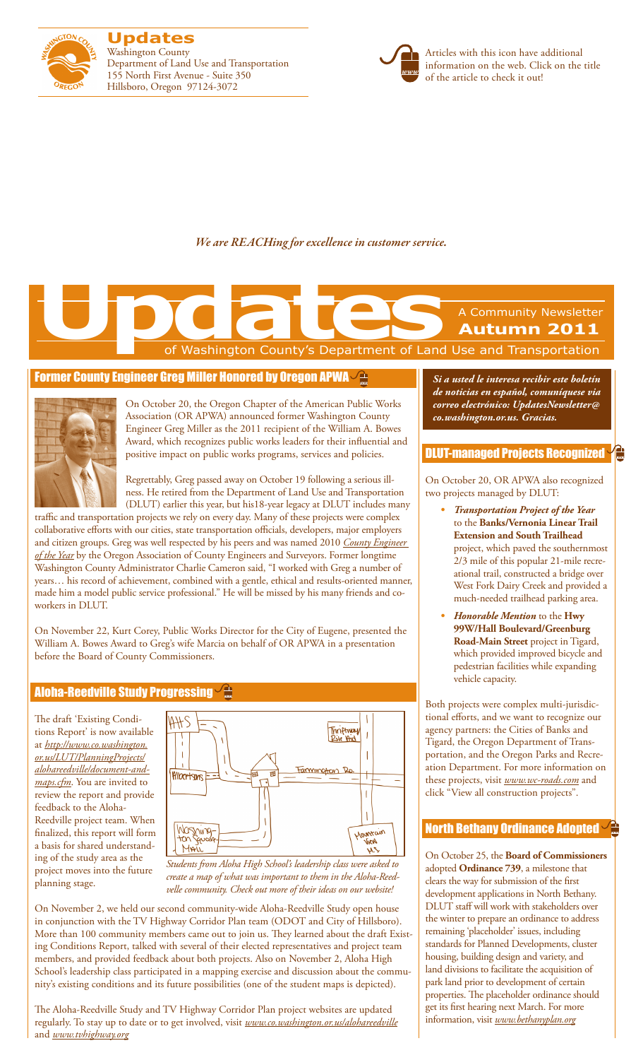# Updates

Washington County
Department of Land Use and Transportation
155 North First Avenue - Suite 350
Hillsboro, Oregon 97124-3072

Articles with this icon have additional information on the web. Click on the title of the article to check it out!

*We are REACHing for excellence in customer service.*

# Updates

A Community Newsletter
**Autumn 2011**
of Washington County's Department of Land Use and Transportation

## Former County Engineer Greg Miller Honored by Oregon APWA

On October 20, the Oregon Chapter of the American Public Works Association (OR APWA) announced former Washington County Engineer Greg Miller as the 2011 recipient of the William A. Bowes Award, which recognizes public works leaders for their influential and positive impact on public works programs, services and policies.

Regrettably, Greg passed away on October 19 following a serious illness. He retired from the Department of Land Use and Transportation (DLUT) earlier this year, but his18-year legacy at DLUT includes many traffic and transportation projects we rely on every day. Many of these projects were complex collaborative efforts with our cities, state transportation officials, developers, major employers and citizen groups. Greg was well respected by his peers and was named 2010 *County Engineer of the Year* by the Oregon Association of County Engineers and Surveyors. Former longtime Washington County Administrator Charlie Cameron said, "I worked with Greg a number of years… his record of achievement, combined with a gentle, ethical and results-oriented manner, made him a model public service professional." He will be missed by his many friends and co-workers in DLUT.

On November 22, Kurt Corey, Public Works Director for the City of Eugene, presented the William A. Bowes Award to Greg's wife Marcia on behalf of OR APWA in a presentation before the Board of County Commissioners.

## Aloha-Reedville Study Progressing

The draft 'Existing Conditions Report' is now available at *http://www.co.washington.or.us/LUT/PlanningProjects/alohareedville/document-and-maps.cfm*. You are invited to review the report and provide feedback to the Aloha-Reedville project team. When finalized, this report will form a basis for shared understanding of the study area as the project moves into the future planning stage.

*Students from Aloha High School's leadership class were asked to create a map of what was important to them in the Aloha-Reedvelle community. Check out more of their ideas on our website!*

On November 2, we held our second community-wide Aloha-Reedville Study open house in conjunction with the TV Highway Corridor Plan team (ODOT and City of Hillsboro). More than 100 community members came out to join us. They learned about the draft Existing Conditions Report, talked with several of their elected representatives and project team members, and provided feedback about both projects. Also on November 2, Aloha High School's leadership class participated in a mapping exercise and discussion about the community's existing conditions and its future possibilities (one of the student maps is depicted).

The Aloha-Reedville Study and TV Highway Corridor Plan project websites are updated regularly. To stay up to date or to get involved, visit *www.co.washington.or.us/alohareedville* and *www.tvhighway.org*

***Si a usted le interesa recibir este boletín de noticias en español, comuníquese via correo electrónico: UpdatesNewsletter@co.washington.or.us. Gracias.***

## DLUT-managed Projects Recognized

On October 20, OR APWA also recognized two projects managed by DLUT:

- ***Transportation Project of the Year*** to the **Banks/Vernonia Linear Trail Extension and South Trailhead** project, which paved the southernmost 2/3 mile of this popular 21-mile recreational trail, constructed a bridge over West Fork Dairy Creek and provided a much-needed trailhead parking area.
- ***Honorable Mention*** to the **Hwy 99W/Hall Boulevard/Greenburg Road-Main Street** project in Tigard, which provided improved bicycle and pedestrian facilities while expanding vehicle capacity.

Both projects were complex multi-jurisdictional efforts, and we want to recognize our agency partners: the Cities of Banks and Tigard, the Oregon Department of Transportation, and the Oregon Parks and Recreation Department. For more information on these projects, visit *www.wc-roads.com* and click "View all construction projects".

## North Bethany Ordinance Adopted

On October 25, the **Board of Commissioners** adopted **Ordinance 739**, a milestone that clears the way for submission of the first development applications in North Bethany. DLUT staff will work with stakeholders over the winter to prepare an ordinance to address remaining 'placeholder' issues, including standards for Planned Developments, cluster housing, building design and variety, and land divisions to facilitate the acquisition of park land prior to development of certain properties. The placeholder ordinance should get its first hearing next March. For more information, visit *www.bethanyplan.org*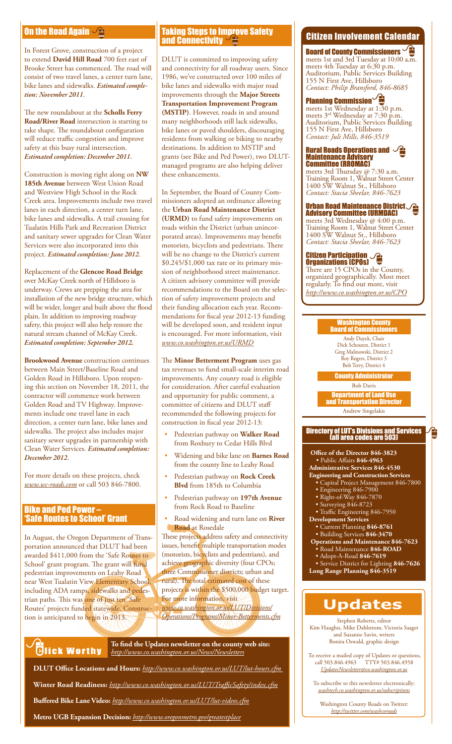## On the Road Again

In Forest Grove, construction of a project to extend **David Hill Road** 700 feet east of Brooke Street has commenced. The road will consist of two travel lanes, a center turn lane, bike lanes and sidewalks. ***Estimated completion: November 2011.***

The new roundabout at the **Scholls Ferry Road/River Road** intersection is starting to take shape. The roundabout configuration will reduce traffic congestion and improve safety at this busy rural intersection. ***Estimated completion: December 2011.***

Construction is moving right along on **NW 185th Avenue** between West Union Road and Westview High School in the Rock Creek area. Improvements include two travel lanes in each direction, a center turn lane, bike lanes and sidewalks. A trail crossing for Tualatin Hills Park and Recreation District and sanitary sewer upgrades for Clean Water Services were also incorporated into this project. ***Estimated completion: June 2012.***

Replacement of the **Glencoe Road Bridge** over McKay Creek north of Hillsboro is underway. Crews are prepping the area for installation of the new bridge structure, which will be wider, longer and built above the flood plain. In addition to improving roadway safety, this project will also help restore the natural stream channel of McKay Creek. ***Estimated completion: September 2012.***

**Brookwood Avenue** construction continues between Main Street/Baseline Road and Golden Road in Hillsboro. Upon reopening this section on November 18, 2011, the contractor will commence work between Golden Road and TV Highway. Improvements include one travel lane in each direction, a center turn lane, bike lanes and sidewalks. The project also includes major sanitary sewer upgrades in partnership with Clean Water Services. ***Estimated completion: December 2012.***

For more details on these projects, check *www.wc-roads.com* or call 503 846-7800.

## Bike and Ped Power – 'Safe Routes to School' Grant

In August, the Oregon Department of Transportation announced that DLUT had been awarded $411,000 from the 'Safe Routes to School' grant program. The grant will fund pedestrian improvements on Leahy Road near West Tualatin View Elementary School, including ADA ramps, sidewalks and pedestrian paths. This was one of just ten 'Safe Routes' projects funded statewide. Construction is anticipated to begin in 2013.

## Taking Steps to Improve Safety and Connectivity

DLUT is committed to improving safety and connectivity for all roadway users. Since 1986, we've constructed over 100 miles of bike lanes and sidewalks with major road improvements through the **Major Streets Transportation Improvement Program (MSTIP)**. However, roads in and around many neighborhoods still lack sidewalks, bike lanes or paved shoulders, discouraging residents from walking or biking to nearby destinations. In addition to MSTIP and grants (see Bike and Ped Power), two DLUT-managed programs are also helping deliver these enhancements.

In September, the Board of County Commissioners adopted an ordinance allowing the **Urban Road Maintenance District (URMD)** to fund safety improvements on roads within the District (urban unincorporated areas). Improvements may benefit motorists, bicyclists and pedestrians. There will be no change to the District's current $0.245/$1,000 tax rate or its primary mission of neighborhood street maintenance. A citizen advisory committee will provide recommendations to the Board on the selection of safety improvement projects and their funding allocation each year. Recommendations for fiscal year 2012-13 funding will be developed soon, and resident input is encouraged. For more information, visit *www.co.washington.or.us/URMD*

The **Minor Betterment Program** uses gas tax revenues to fund small-scale interim road improvements. Any county road is eligible for consideration. After careful evaluation and opportunity for public comment, a committee of citizens and DLUT staff recommended the following projects for construction in fiscal year 2012-13:

- Pedestrian pathway on **Walker Road** from Roxbury to Cedar Hills Blvd
- Widening and bike lane on **Barnes Road** from the county line to Leahy Road
- Pedestrian pathway on **Rock Creek Blvd** from 185th to Columbia
- Pedestrian pathway on **197th Avenue** from Rock Road to Baseline
- Road widening and turn lane on **River Road** at Rosedale

These projects address safety and connectivity issues, benefit multiple transportation modes (motorists, bicyclists and pedestrians), and achieve geographic diversity (four CPOs; three Commissioner districts; urban and rural). The total estimated cost of these projects is within the $500,000 budget target. For more information, visit *www.co.washington.or.us/LUT/Divisions/Operations/Programs/Minor-Betterments.cfm*

## Citizen Involvement Calendar

**Board of County Commissioners**
meets 1st and 3rd Tuesday at 10:00 a.m.
meets 4th Tuesday at 6:30 p.m.
Auditorium, Public Services Building
155 N First Ave, Hillsboro
*Contact: Philip Bransford, 846-8685*

**Planning Commission**
meets 1st Wednesday at 1:30 p.m.
meets 3rd Wednesday at 7:30 p.m.
Auditorium, Public Services Building
155 N First Ave, Hillsboro
*Contact: Juli Mills, 846-3519*

**Rural Roads Operations and Maintenance Advisory Committee (RROMAC)**
meets 3rd Thursday @ 7:30 a.m.
Training Room 1, Walnut Street Center
1400 SW Walnut St., Hillsboro
*Contact: Stacia Sheelar, 846-7623*

**Urban Road Maintenance District Advisory Committee (URMDAC)**
meets 3rd Wednesday @ 4:00 p.m.
Training Room 1, Walnut Street Center
1400 SW Walnut St., Hillsboro
*Contact: Stacia Sheelar, 846-7623*

**Citizen Participation Organizations (CPOs)**
There are 15 CPOs in the County, organized geographically. Most meet regularly. To find out more, visit *http://www.co.washington.or.us/CPO*

### Washington County Board of Commissioners

Andy Duyck, Chair
Dick Schouten, District 1
Greg Malinowski, District 2
Roy Rogers, District 3
Bob Terry, District 4

### County Administrator

Bob Davis

### Department of Land Use and Transportation Director

Andrew Singelakis

### Directory of LUT's Divisions and Services (all area codes are 503)

**Office of the Director 846-3823**
- Public Affairs **846-4963**

**Administrative Services 846-4530**

**Engineering and Construction Services**
- Capital Project Management 846-7800
- Engineering 846-7900
- Right-of-Way 846-7870
- Surveying 846-8723
- Traffic Engineering 846-7950

**Development Services**
- Current Planning **846-8761**
- Building Services **846-3470**

**Operations and Maintenance 846-7623**
- Road Maintenance **846-ROAD**
- Adopt-A-Road **846-7619**
- Service District for Lighting **846-7626**

**Long Range Planning 846-3519**

## Click Worthy

**To find the Updates newsletter on the county web site:** *http://www.co.washington.or.us/News/Newsletters*

**DLUT Office Locations and Hours:** *http://www.co.washington.or.us/LUT/lut-hours.cfm*

**Winter Road Readiness:** *http://www.co.washington.or.us/LUT/TrafficSafety/index.cfm*

**Buffered Bike Lane Video:** *http://www.co.washington.or.us/LUT/lut-videos.cfm*

**Metro UGB Expansion Decision:** *http://www.oregonmetro.gov/greatestplace*

## Updates

Stephen Roberts, editor
Kim Haughn, Mike Dahlstrom, Victoria Saager and Suzanne Savin, writers
Bonita Oswald, graphic design

To receive a mailed copy of Updates or questions, call 503.846.4963 TTY# 503.846.4958
*UpdatesNewsletter@co.washington.or.us*

To subscribe to this newsletter electronically: *washtech.co.washington.or.us/subscriptions*

Washington County Roads on Twitter: *http://twitter.com/washcoroads*